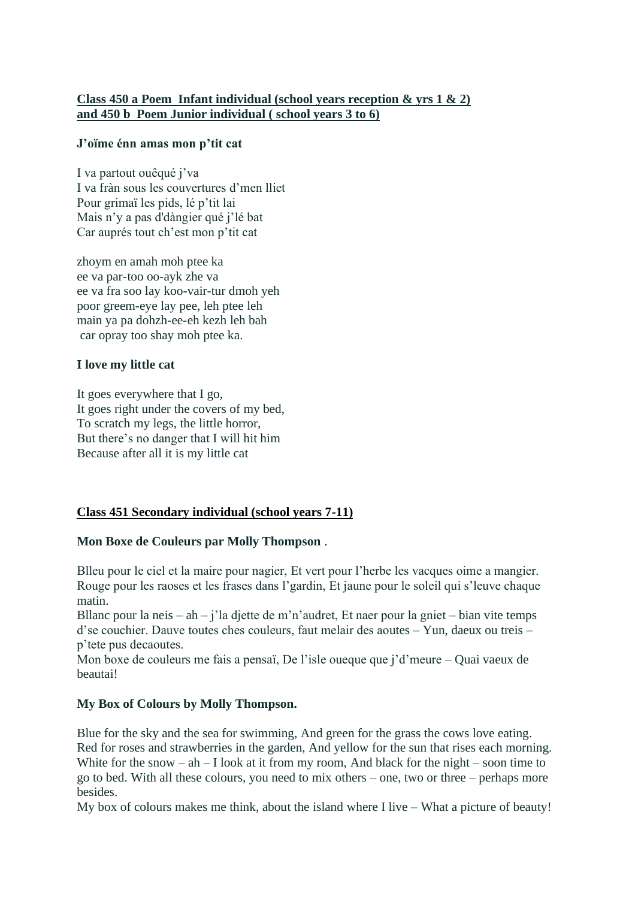**Class 450 a Poem  Infant individual (school years reception & yrs 1 & 2) and 450 b  Poem Junior individual ( school years 3 to 6)**

**J'oïme énn amas mon p'tit cat**

I va partout ouêqué j'va  
I va fràn sous les couvertures d'men lliet  
Pour grimaï les pids, lé p'tit lai  
Mais n'y a pas d'dàngier qué j'lé bat  
Car auprés tout ch'est mon p'tit cat

zhoym en amah moh ptee ka  
ee va par-too oo-ayk zhe va  
ee va fra soo lay koo-vair-tur dmoh yeh  
poor greem-eye lay pee, leh ptee leh  
main ya pa dohzh-ee-eh kezh leh bah  
car opray too shay moh ptee ka.

**I love my little cat**

It goes everywhere that I go,  
It goes right under the covers of my bed,  
To scratch my legs, the little horror,  
But there's no danger that I will hit him  
Because after all it is my little cat

**Class 451 Secondary individual (school years 7-11)**

**Mon Boxe de Couleurs par Molly Thompson** .

Blleu pour le ciel et la maire pour nagier, Et vert pour l'herbe les vacques oime a mangier. Rouge pour les raoses et les frases dans l'gardin, Et jaune pour le soleil qui s'leuve chaque matin.  
Bllanc pour la neis – ah – j'la djette de m'n'audret, Et naer pour la gniet – bian vite temps d'se couchier. Dauve toutes ches couleurs, faut melair des aoutes – Yun, daeux ou treis – p'tete pus decaoutes.  
Mon boxe de couleurs me fais a pensaï, De l'isle oueque que j'd'meure – Quai vaeux de beautai!

**My Box of Colours by Molly Thompson.**

Blue for the sky and the sea for swimming, And green for the grass the cows love eating. Red for roses and strawberries in the garden, And yellow for the sun that rises each morning. White for the snow – ah – I look at it from my room, And black for the night – soon time to go to bed. With all these colours, you need to mix others – one, two or three – perhaps more besides.  
My box of colours makes me think, about the island where I live – What a picture of beauty!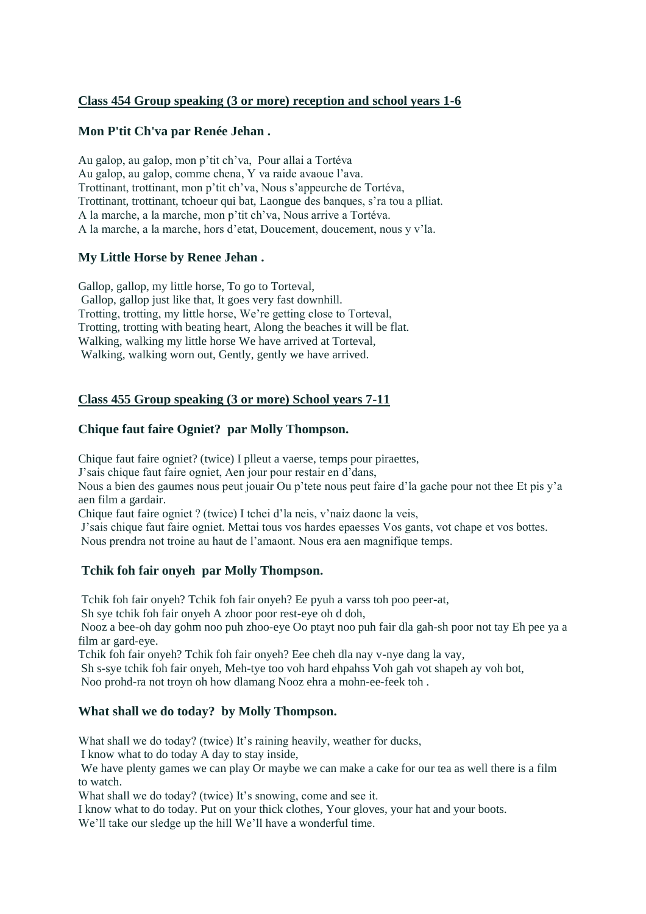## Class 454 Group speaking (3 or more) reception and school years 1-6

### Mon P'tit Ch'va par Renée Jehan .

Au galop, au galop, mon p'tit ch'va,  Pour allai a Tortéva
Au galop, au galop, comme chena, Y va raide avaoue l'ava.
Trottinant, trottinant, mon p'tit ch'va, Nous s'appeurche de Tortéva,
Trottinant, trottinant, tchoeur qui bat, Laongue des banques, s'ra tou a plliat.
A la marche, a la marche, mon p'tit ch'va, Nous arrive a Tortéva.
A la marche, a la marche, hors d'etat, Doucement, doucement, nous y v'la.

### My Little Horse by Renee Jehan .

Gallop, gallop, my little horse, To go to Torteval,
Gallop, gallop just like that, It goes very fast downhill.
Trotting, trotting, my little horse, We're getting close to Torteval,
Trotting, trotting with beating heart, Along the beaches it will be flat.
Walking, walking my little horse We have arrived at Torteval,
Walking, walking worn out, Gently, gently we have arrived.

## Class 455 Group speaking (3 or more) School years 7-11

### Chique faut faire Ogniet? par Molly Thompson.

Chique faut faire ogniet? (twice) I plleut a vaerse, temps pour piraettes,
J'sais chique faut faire ogniet, Aen jour pour restair en d'dans,
Nous a bien des gaumes nous peut jouair Ou p'tete nous peut faire d'la gache pour not thee Et pis y'a aen film a gardair.
Chique faut faire ogniet ? (twice) I tchei d'la neis, v'naiz daonc la veis,
J'sais chique faut faire ogniet. Mettai tous vos hardes epaesses Vos gants, vot chape et vos bottes.
Nous prendra not troine au haut de l'amaont. Nous era aen magnifique temps.

### Tchik foh fair onyeh par Molly Thompson.

Tchik foh fair onyeh? Tchik foh fair onyeh? Ee pyuh a varss toh poo peer-at,
Sh sye tchik foh fair onyeh A zhoor poor rest-eye oh d doh,
Nooz a bee-oh day gohm noo puh zhoo-eye Oo ptayt noo puh fair dla gah-sh poor not tay Eh pee ya a film ar gard-eye.
Tchik foh fair onyeh? Tchik foh fair onyeh? Eee cheh dla nay v-nye dang la vay,
Sh s-sye tchik foh fair onyeh, Meh-tye too voh hard ehpahss Voh gah vot shapeh ay voh bot,
Noo prohd-ra not troyn oh how dlamang Nooz ehra a mohn-ee-feek toh .

### What shall we do today? by Molly Thompson.

What shall we do today? (twice) It's raining heavily, weather for ducks,
I know what to do today A day to stay inside,
We have plenty games we can play Or maybe we can make a cake for our tea as well there is a film to watch.
What shall we do today? (twice) It's snowing, come and see it.
I know what to do today. Put on your thick clothes, Your gloves, your hat and your boots.
We'll take our sledge up the hill We'll have a wonderful time.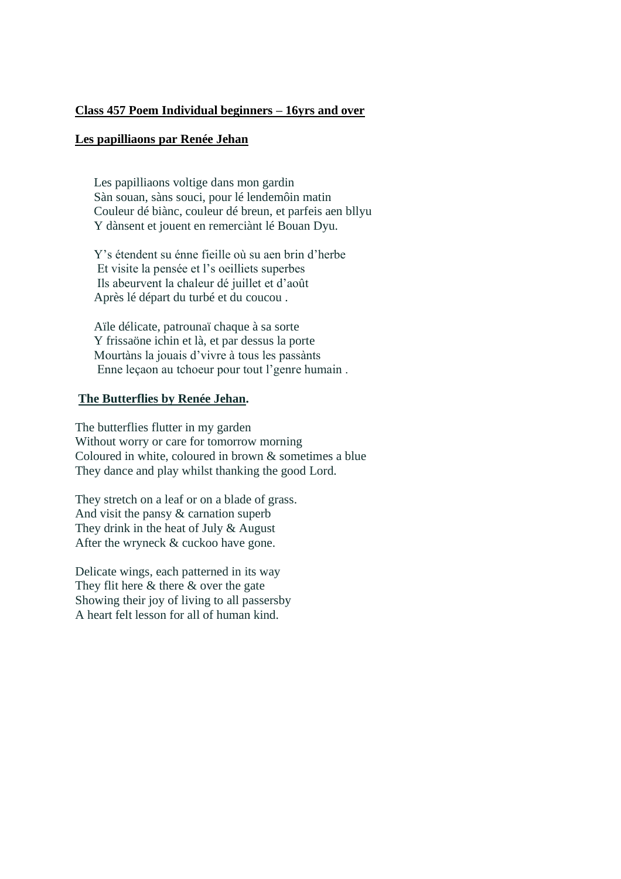**Class 457 Poem Individual beginners – 16yrs and over**

**Les papilliaons par Renée Jehan**

Les papilliaons voltige dans mon gardin
Sàn souan, sàns souci, pour lé lendemôin matin
Couleur dé biànc, couleur dé breun, et parfeis aen bllyu
Y dànsent et jouent en remerciànt lé Bouan Dyu.

Y's étendent su énne fieille où su aen brin d'herbe
Et visite la pensée et l's oeilliets superbes
Ils abeurvent la chaleur dé juillet et d'août
Après lé départ du turbé et du coucou .

Aïle délicate, patrounaï chaque à sa sorte
Y frissaöne ichin et là, et par dessus la porte
Mourtàns la jouais d'vivre à tous les passànts
Enne leçaon au tchoeur pour tout l'genre humain .

**The Butterflies by Renée Jehan.**

The butterflies flutter in my garden
Without worry or care for tomorrow morning
Coloured in white, coloured in brown & sometimes a blue
They dance and play whilst thanking the good Lord.

They stretch on a leaf or on a blade of grass.
And visit the pansy & carnation superb
They drink in the heat of July & August
After the wryneck & cuckoo have gone.

Delicate wings, each patterned in its way
They flit here & there & over the gate
Showing their joy of living to all passersby
A heart felt lesson for all of human kind.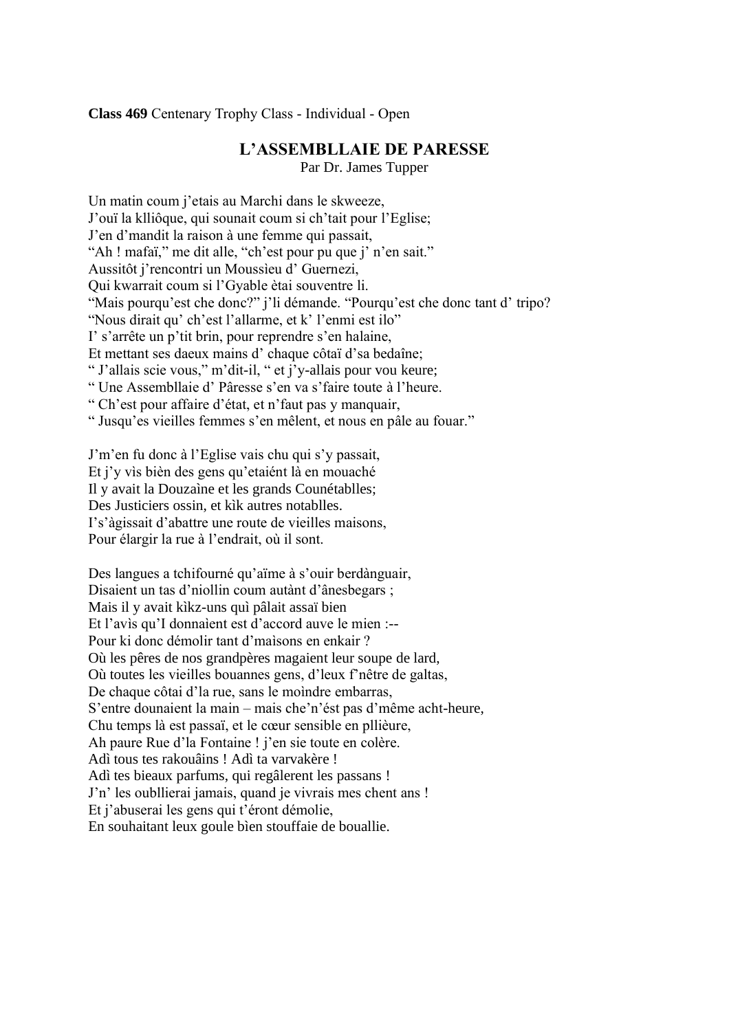**Class 469** Centenary Trophy Class - Individual - Open

## L'ASSEMBLLAIE DE PARESSE

Par Dr. James Tupper

Un matin coum j'etais au Marchi dans le skweeze,
J'ouï la klliôque, qui sounait coum si ch'tait pour l'Eglise;
J'en d'mandit la raison à une femme qui passait,
"Ah ! mafaï," me dit alle, "ch'est pour pu que j' n'en sait."
Aussitôt j'rencontri un Moussìeu d' Guernezi,
Qui kwarrait coum si l'Gyable ètai souventre li.
"Mais pourqu'est che donc?" j'li démande. "Pourqu'est che donc tant d' tripo?
"Nous dirait qu' ch'est l'allarme, et k' l'enmi est ilo"
I' s'arrête un p'tit brin, pour reprendre s'en halaine,
Et mettant ses daeux mains d' chaque côtaï d'sa bedaîne;
" J'allais scie vous," m'dit-il, " et j'y-allais pour vou keure;
" Une Assembllaie d' Pâresse s'en va s'faire toute à l'heure.
" Ch'est pour affaire d'état, et n'faut pas y manquair,
" Jusqu'es vieilles femmes s'en mêlent, et nous en pâle au fouar."

J'm'en fu donc à l'Eglise vais chu qui s'y passait,
Et j'y vìs bièn des gens qu'etaiént là en mouaché
Il y avait la Douzaìne et les grands Counétablles;
Des Justiciers ossin, et kìk autres notablles.
I's'ägissait d'abattre une route de vieilles maisons,
Pour élargir la rue à l'endrait, où il sont.

Des langues a tchifourné qu'aïme à s'ouir berdànguair,
Disaient un tas d'niollin coum autànt d'ânesbegars ;
Mais il y avait kìkz-uns quì pâlait assaï bien
Et l'avìs qu'I donnaìent est d'accord auve le mien :--
Pour ki donc démolir tant d'maìsons en enkair ?
Où les pêres de nos grandpères magaient leur soupe de lard,
Où toutes les vieilles bouannes gens, d'leux f'nêtre de galtas,
De chaque côtai d'la rue, sans le moìndre embarras,
S'entre dounaient la main – mais che'n'ést pas d'même acht-heure,
Chu temps là est passaï, et le cœur sensible en pllièure,
Ah paure Rue d'la Fontaine ! j'en sie toute en colère.
Adì tous tes rakouâins ! Adì ta varvakère !
Adì tes bieaux parfums, qui regâlerent les passans !
J'n' les oubllierai jamais, quand je vivrais mes chent ans !
Et j'abuserai les gens qui t'éront démolie,
En souhaitant leux goule bìen stouffaie de bouallie.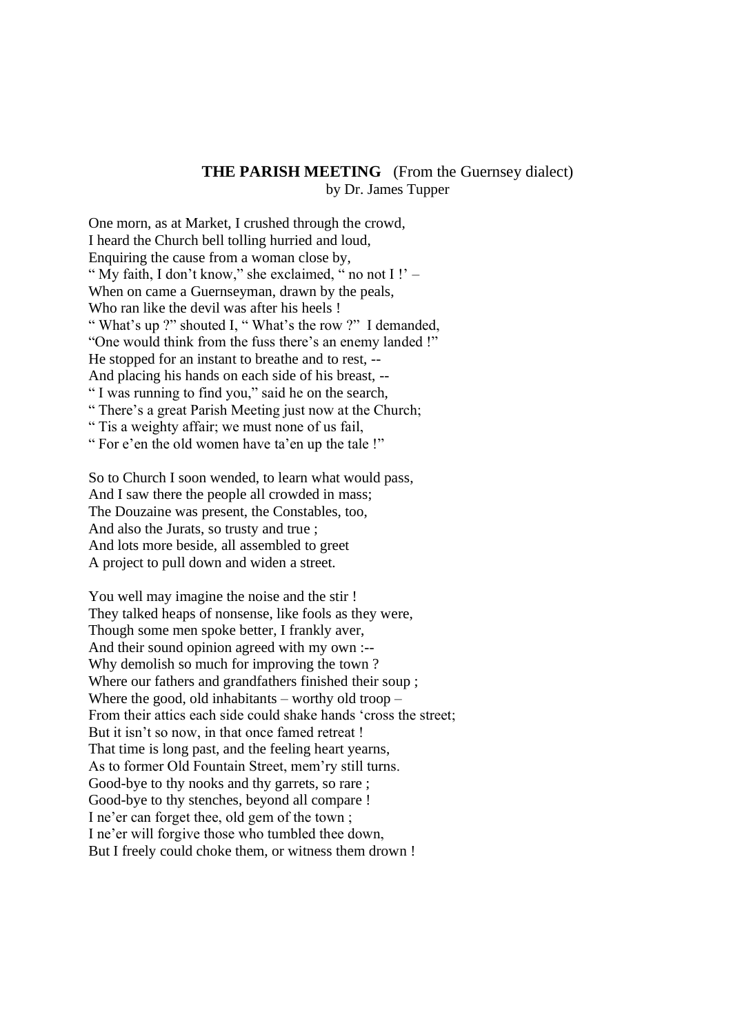**THE PARISH MEETING** (From the Guernsey dialect)
by Dr. James Tupper

One morn, as at Market, I crushed through the crowd,
I heard the Church bell tolling hurried and loud,
Enquiring the cause from a woman close by,
" My faith, I don't know," she exclaimed, " no not I !' –
When on came a Guernseyman, drawn by the peals,
Who ran like the devil was after his heels !
" What's up ?" shouted I, " What's the row ?" I demanded,
"One would think from the fuss there's an enemy landed !"
He stopped for an instant to breathe and to rest, --
And placing his hands on each side of his breast, --
" I was running to find you," said he on the search,
" There's a great Parish Meeting just now at the Church;
" Tis a weighty affair; we must none of us fail,
" For e'en the old women have ta'en up the tale !"

So to Church I soon wended, to learn what would pass,
And I saw there the people all crowded in mass;
The Douzaine was present, the Constables, too,
And also the Jurats, so trusty and true ;
And lots more beside, all assembled to greet
A project to pull down and widen a street.

You well may imagine the noise and the stir !
They talked heaps of nonsense, like fools as they were,
Though some men spoke better, I frankly aver,
And their sound opinion agreed with my own :--
Why demolish so much for improving the town ?
Where our fathers and grandfathers finished their soup ;
Where the good, old inhabitants – worthy old troop –
From their attics each side could shake hands 'cross the street;
But it isn't so now, in that once famed retreat !
That time is long past, and the feeling heart yearns,
As to former Old Fountain Street, mem'ry still turns.
Good-bye to thy nooks and thy garrets, so rare ;
Good-bye to thy stenches, beyond all compare !
I ne'er can forget thee, old gem of the town ;
I ne'er will forgive those who tumbled thee down,
But I freely could choke them, or witness them drown !